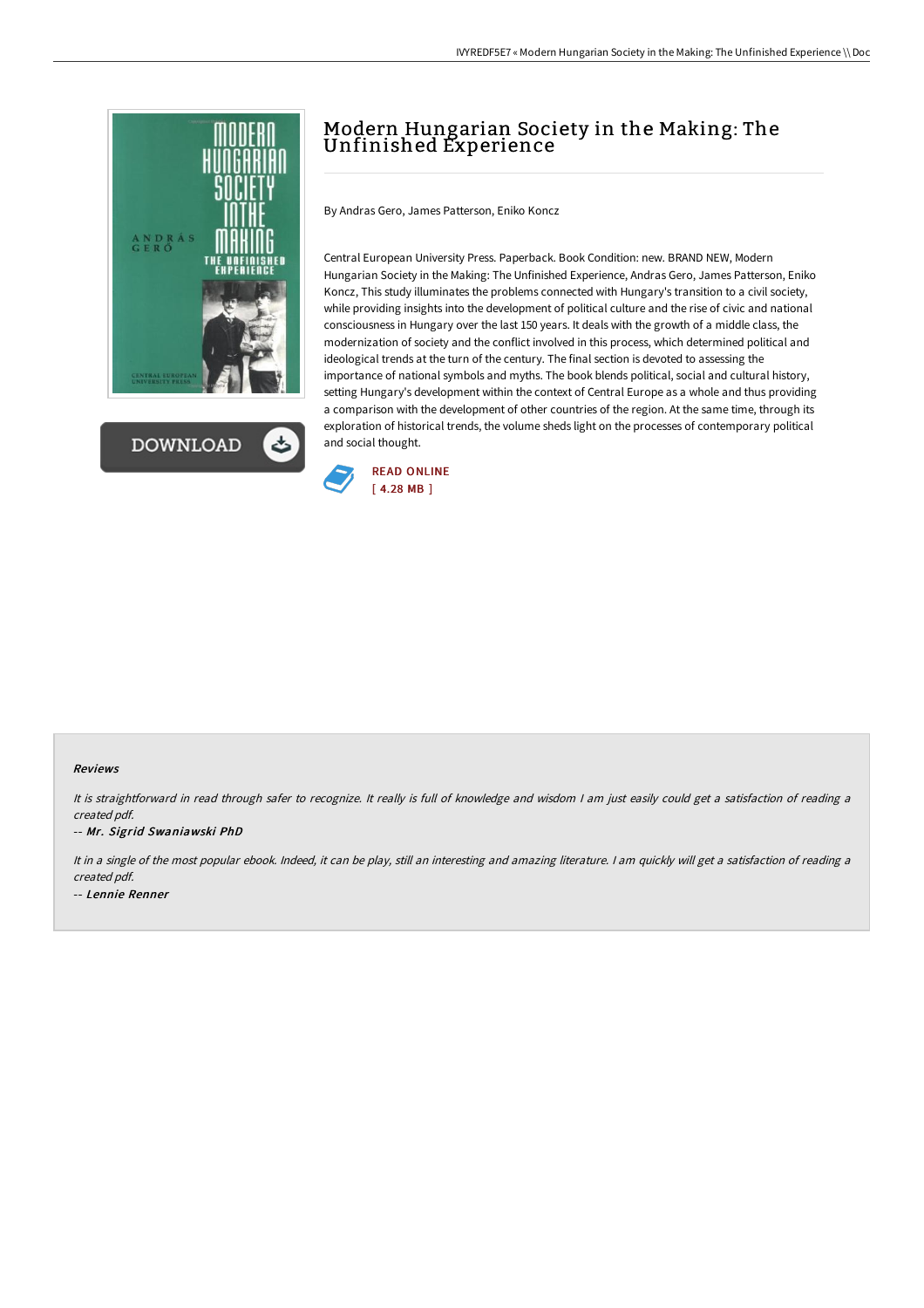# Modern Hungarian Society in the Making: The Unfinished Experience

By Andras Gero, James Patterson, Eniko Koncz

Central European University Press. Paperback. Book Condition: new. BRAND NEW, Modern Hungarian Society in the Making: The Unfinished Experience, Andras Gero, James Patterson, Eniko Koncz, This study illuminates the problems connected with Hungary's transition to a civil society, while providing insights into the development of political culture and the rise of civic and national consciousness in Hungary over the last 150 years. It deals with the growth of a middle class, the modernization of society and the conflict involved in this process, which determined political and ideological trends at the turn of the century. The final section is devoted to assessing the importance of national symbols and myths. The book blends political, social and cultural history, setting Hungary's development within the context of Central Europe as a whole and thus providing a comparison with the development of other countries of the region. At the same time, through its exploration of historical trends, the volume sheds light on the processes of contemporary political and social thought.

READ ONLINE
[ 4.28 MB ]

### Reviews

*It is straightforward in read through safer to recognize. It really is full of knowledge and wisdom I am just easily could get a satisfaction of reading a created pdf.*

*-- Mr. Sigrid Swaniawski PhD*

*It in a single of the most popular ebook. Indeed, it can be play, still an interesting and amazing literature. I am quickly will get a satisfaction of reading a created pdf.*

*-- Lennie Renner*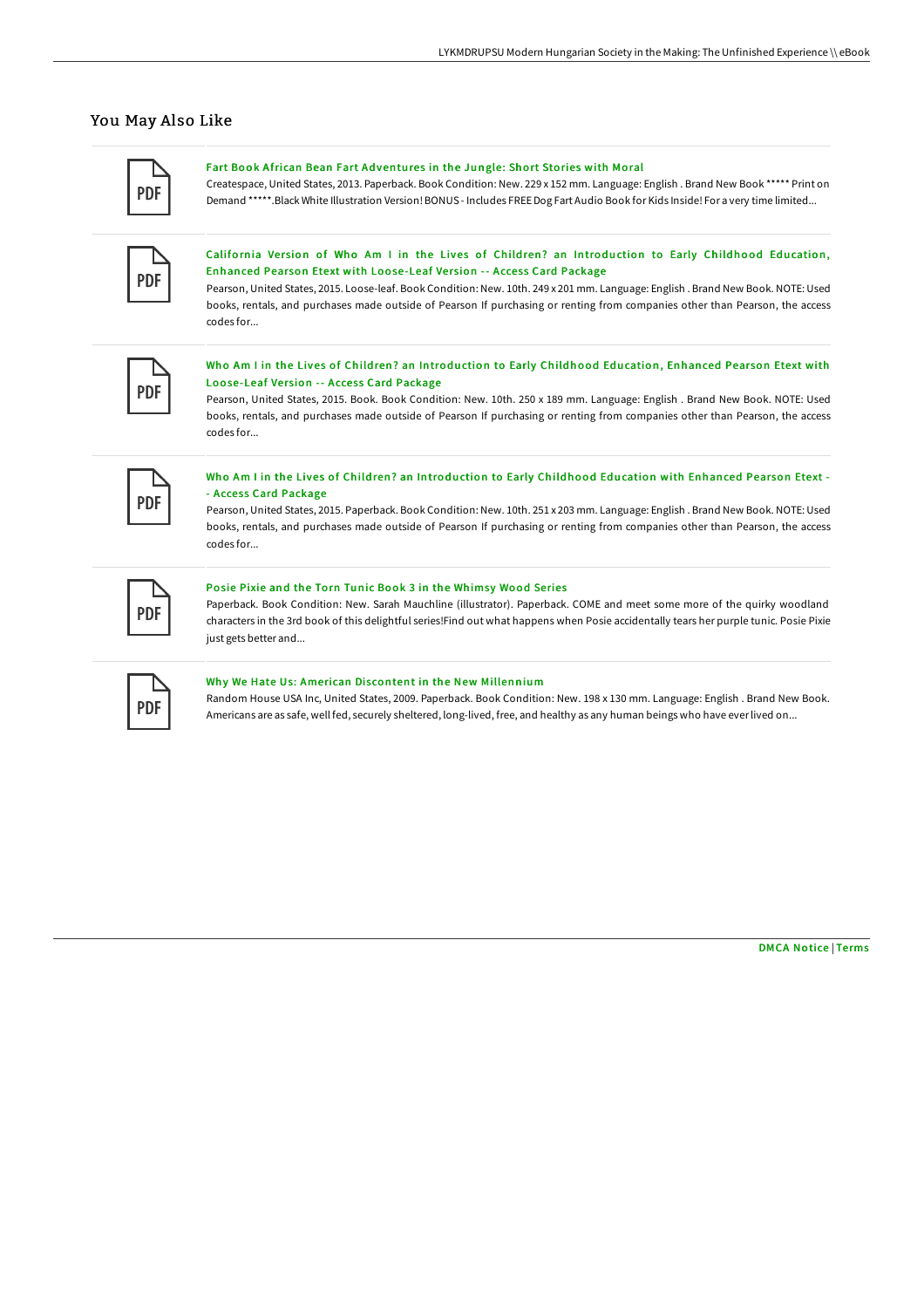## You May Also Like

**Fart Book African Bean Fart Adventures in the Jungle: Short Stories with Moral**

Createspace, United States, 2013. Paperback. Book Condition: New. 229 x 152 mm. Language: English . Brand New Book ***** Print on Demand *****.Black White Illustration Version! BONUS - Includes FREE Dog Fart Audio Book for Kids Inside! For a very time limited...

**California Version of Who Am I in the Lives of Children? an Introduction to Early Childhood Education, Enhanced Pearson Etext with Loose-Leaf Version -- Access Card Package**

Pearson, United States, 2015. Loose-leaf. Book Condition: New. 10th. 249 x 201 mm. Language: English . Brand New Book. NOTE: Used books, rentals, and purchases made outside of Pearson If purchasing or renting from companies other than Pearson, the access codes for...

**Who Am I in the Lives of Children? an Introduction to Early Childhood Education, Enhanced Pearson Etext with Loose-Leaf Version -- Access Card Package**

Pearson, United States, 2015. Book. Book Condition: New. 10th. 250 x 189 mm. Language: English . Brand New Book. NOTE: Used books, rentals, and purchases made outside of Pearson If purchasing or renting from companies other than Pearson, the access codes for...

**Who Am I in the Lives of Children? an Introduction to Early Childhood Education with Enhanced Pearson Etext -- Access Card Package**

Pearson, United States, 2015. Paperback. Book Condition: New. 10th. 251 x 203 mm. Language: English . Brand New Book. NOTE: Used books, rentals, and purchases made outside of Pearson If purchasing or renting from companies other than Pearson, the access codes for...

**Posie Pixie and the Torn Tunic Book 3 in the Whimsy Wood Series**

Paperback. Book Condition: New. Sarah Mauchline (illustrator). Paperback. COME and meet some more of the quirky woodland characters in the 3rd book of this delightful series!Find out what happens when Posie accidentally tears her purple tunic. Posie Pixie just gets better and...

**Why We Hate Us: American Discontent in the New Millennium**

Random House USA Inc, United States, 2009. Paperback. Book Condition: New. 198 x 130 mm. Language: English . Brand New Book. Americans are as safe, well fed, securely sheltered, long-lived, free, and healthy as any human beings who have ever lived on...